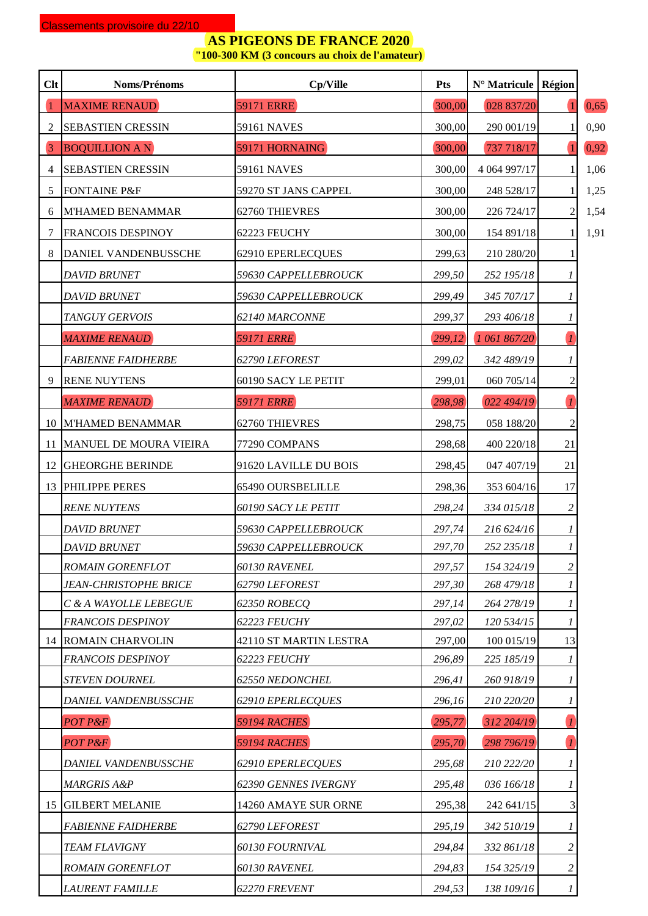Classements provisoire du 22/10

# AS PIGEONS DE FRANCE 2020

**"100-300 KM (3 concours au choix de l'amateur)**

| Clt | Noms/Prénoms | Cp/Ville | Pts | N° Matricule | Région | |
|---|---|---|---|---|---|---|
| 1 | MAXIME RENAUD | 59171 ERRE | 300,00 | 028 837/20 | 1 | 0,65 |
| 2 | SEBASTIEN CRESSIN | 59161 NAVES | 300,00 | 290 001/19 | 1 | 0,90 |
| 3 | BOQUILLION A N | 59171 HORNAING | 300,00 | 737 718/17 | 1 | 0,92 |
| 4 | SEBASTIEN CRESSIN | 59161 NAVES | 300,00 | 4 064 997/17 | 1 | 1,06 |
| 5 | FONTAINE P&F | 59270 ST JANS CAPPEL | 300,00 | 248 528/17 | 1 | 1,25 |
| 6 | M'HAMED BENAMMAR | 62760 THIEVRES | 300,00 | 226 724/17 | 2 | 1,54 |
| 7 | FRANCOIS DESPINOY | 62223 FEUCHY | 300,00 | 154 891/18 | 1 | 1,91 |
| 8 | DANIEL VANDENBUSSCHE | 62910 EPERLECQUES | 299,63 | 210 280/20 | 1 | |
| | *DAVID BRUNET* | *59630 CAPPELLEBROUCK* | *299,50* | *252 195/18* | *1* | |
| | *DAVID BRUNET* | *59630 CAPPELLEBROUCK* | *299,49* | *345 707/17* | *1* | |
| | *TANGUY GERVOIS* | *62140 MARCONNE* | *299,37* | *293 406/18* | *1* | |
| | *MAXIME RENAUD* | *59171 ERRE* | *299,12* | *1 061 867/20* | *1* | |
| | *FABIENNE FAIDHERBE* | *62790 LEFOREST* | *299,02* | *342 489/19* | *1* | |
| 9 | RENE NUYTENS | 60190 SACY LE PETIT | 299,01 | 060 705/14 | 2 | |
| | *MAXIME RENAUD* | *59171 ERRE* | *298,98* | *022 494/19* | *1* | |
| 10 | M'HAMED BENAMMAR | 62760 THIEVRES | 298,75 | 058 188/20 | 2 | |
| 11 | MANUEL DE MOURA VIEIRA | 77290 COMPANS | 298,68 | 400 220/18 | 21 | |
| 12 | GHEORGHE BERINDE | 91620 LAVILLE DU BOIS | 298,45 | 047 407/19 | 21 | |
| 13 | PHILIPPE PERES | 65490 OURSBELILLE | 298,36 | 353 604/16 | 17 | |
| | *RENE NUYTENS* | *60190 SACY LE PETIT* | *298,24* | *334 015/18* | *2* | |
| | *DAVID BRUNET* | *59630 CAPPELLEBROUCK* | *297,74* | *216 624/16* | *1* | |
| | *DAVID BRUNET* | *59630 CAPPELLEBROUCK* | *297,70* | *252 235/18* | *1* | |
| | *ROMAIN GORENFLOT* | *60130 RAVENEL* | *297,57* | *154 324/19* | *2* | |
| | *JEAN-CHRISTOPHE BRICE* | *62790 LEFOREST* | *297,30* | *268 479/18* | *1* | |
| | *C & A WAYOLLE LEBEGUE* | *62350 ROBECQ* | *297,14* | *264 278/19* | *1* | |
| | *FRANCOIS DESPINOY* | *62223 FEUCHY* | *297,02* | *120 534/15* | *1* | |
| 14 | ROMAIN CHARVOLIN | 42110 ST MARTIN LESTRA | 297,00 | 100 015/19 | 13 | |
| | *FRANCOIS DESPINOY* | *62223 FEUCHY* | *296,89* | *225 185/19* | *1* | |
| | *STEVEN DOURNEL* | *62550 NEDONCHEL* | *296,41* | *260 918/19* | *1* | |
| | *DANIEL VANDENBUSSCHE* | *62910 EPERLECQUES* | *296,16* | *210 220/20* | *1* | |
| | *POT P&F* | *59194 RACHES* | *295,77* | *312 204/19* | *1* | |
| | *POT P&F* | *59194 RACHES* | *295,70* | *298 796/19* | *1* | |
| | *DANIEL VANDENBUSSCHE* | *62910 EPERLECQUES* | *295,68* | *210 222/20* | *1* | |
| | *MARGRIS A&P* | *62390 GENNES IVERGNY* | *295,48* | *036 166/18* | *1* | |
| 15 | GILBERT MELANIE | 14260 AMAYE SUR ORNE | 295,38 | 242 641/15 | 3 | |
| | *FABIENNE FAIDHERBE* | *62790 LEFOREST* | *295,19* | *342 510/19* | *1* | |
| | *TEAM FLAVIGNY* | *60130 FOURNIVAL* | *294,84* | *332 861/18* | *2* | |
| | *ROMAIN GORENFLOT* | *60130 RAVENEL* | *294,83* | *154 325/19* | *2* | |
| | *LAURENT FAMILLE* | *62270 FREVENT* | *294,53* | *138 109/16* | *1* | |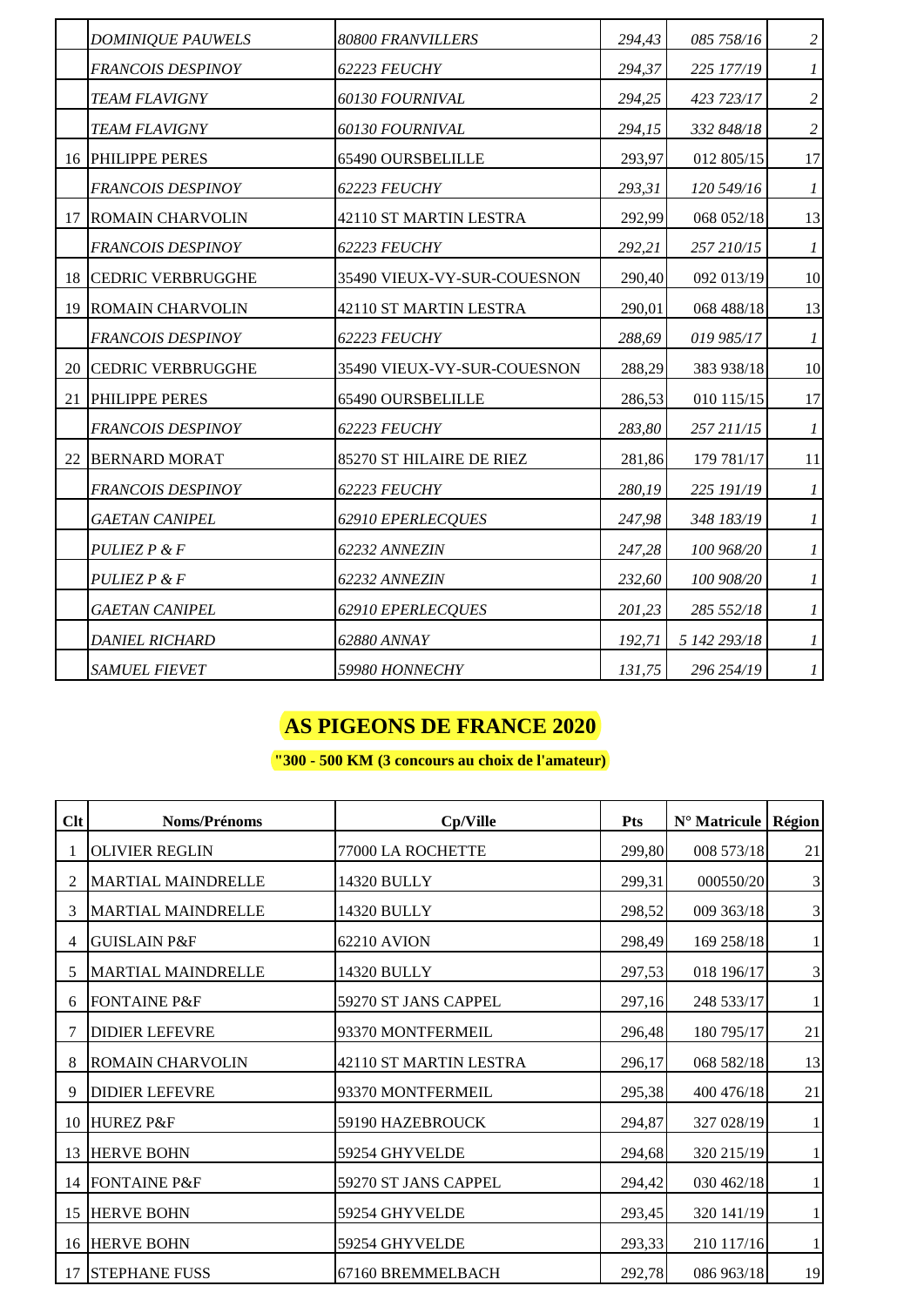|  | *DOMINIQUE PAUWELS* | *80800 FRANVILLERS* | *294,43* | *085 758/16* | *2* |
|---|---|---|---|---|---|
|  | *FRANCOIS DESPINOY* | *62223 FEUCHY* | *294,37* | *225 177/19* | *1* |
|  | *TEAM FLAVIGNY* | *60130 FOURNIVAL* | *294,25* | *423 723/17* | *2* |
|  | *TEAM FLAVIGNY* | *60130 FOURNIVAL* | *294,15* | *332 848/18* | *2* |
| 16 | PHILIPPE PERES | 65490 OURSBELILLE | 293,97 | 012 805/15 | 17 |
|  | *FRANCOIS DESPINOY* | *62223 FEUCHY* | *293,31* | *120 549/16* | *1* |
| 17 | ROMAIN CHARVOLIN | 42110 ST MARTIN LESTRA | 292,99 | 068 052/18 | 13 |
|  | *FRANCOIS DESPINOY* | *62223 FEUCHY* | *292,21* | *257 210/15* | *1* |
| 18 | CEDRIC VERBRUGGHE | 35490 VIEUX-VY-SUR-COUESNON | 290,40 | 092 013/19 | 10 |
| 19 | ROMAIN CHARVOLIN | 42110 ST MARTIN LESTRA | 290,01 | 068 488/18 | 13 |
|  | *FRANCOIS DESPINOY* | *62223 FEUCHY* | *288,69* | *019 985/17* | *1* |
| 20 | CEDRIC VERBRUGGHE | 35490 VIEUX-VY-SUR-COUESNON | 288,29 | 383 938/18 | 10 |
| 21 | PHILIPPE PERES | 65490 OURSBELILLE | 286,53 | 010 115/15 | 17 |
|  | *FRANCOIS DESPINOY* | *62223 FEUCHY* | *283,80* | *257 211/15* | *1* |
| 22 | BERNARD MORAT | 85270 ST HILAIRE DE RIEZ | 281,86 | 179 781/17 | 11 |
|  | *FRANCOIS DESPINOY* | *62223 FEUCHY* | *280,19* | *225 191/19* | *1* |
|  | *GAETAN CANIPEL* | *62910 EPERLECQUES* | *247,98* | *348 183/19* | *1* |
|  | *PULIEZ P & F* | *62232 ANNEZIN* | *247,28* | *100 968/20* | *1* |
|  | *PULIEZ P & F* | *62232 ANNEZIN* | *232,60* | *100 908/20* | *1* |
|  | *GAETAN CANIPEL* | *62910 EPERLECQUES* | *201,23* | *285 552/18* | *1* |
|  | *DANIEL RICHARD* | *62880 ANNAY* | *192,71* | *5 142 293/18* | *1* |
|  | *SAMUEL FIEVET* | *59980 HONNECHY* | *131,75* | *296 254/19* | *1* |

# AS PIGEONS DE FRANCE 2020

**"300 - 500 KM (3 concours au choix de l'amateur)**

| Clt | Noms/Prénoms | Cp/Ville | Pts | N° Matricule | Région |
|---|---|---|---|---|---|
| 1 | OLIVIER REGLIN | 77000 LA ROCHETTE | 299,80 | 008 573/18 | 21 |
| 2 | MARTIAL MAINDRELLE | 14320 BULLY | 299,31 | 000550/20 | 3 |
| 3 | MARTIAL MAINDRELLE | 14320 BULLY | 298,52 | 009 363/18 | 3 |
| 4 | GUISLAIN P&F | 62210 AVION | 298,49 | 169 258/18 | 1 |
| 5 | MARTIAL MAINDRELLE | 14320 BULLY | 297,53 | 018 196/17 | 3 |
| 6 | FONTAINE P&F | 59270 ST JANS CAPPEL | 297,16 | 248 533/17 | 1 |
| 7 | DIDIER LEFEVRE | 93370 MONTFERMEIL | 296,48 | 180 795/17 | 21 |
| 8 | ROMAIN CHARVOLIN | 42110 ST MARTIN LESTRA | 296,17 | 068 582/18 | 13 |
| 9 | DIDIER LEFEVRE | 93370 MONTFERMEIL | 295,38 | 400 476/18 | 21 |
| 10 | HUREZ P&F | 59190 HAZEBROUCK | 294,87 | 327 028/19 | 1 |
| 13 | HERVE BOHN | 59254 GHYVELDE | 294,68 | 320 215/19 | 1 |
| 14 | FONTAINE P&F | 59270 ST JANS CAPPEL | 294,42 | 030 462/18 | 1 |
| 15 | HERVE BOHN | 59254 GHYVELDE | 293,45 | 320 141/19 | 1 |
| 16 | HERVE BOHN | 59254 GHYVELDE | 293,33 | 210 117/16 | 1 |
| 17 | STEPHANE FUSS | 67160 BREMMELBACH | 292,78 | 086 963/18 | 19 |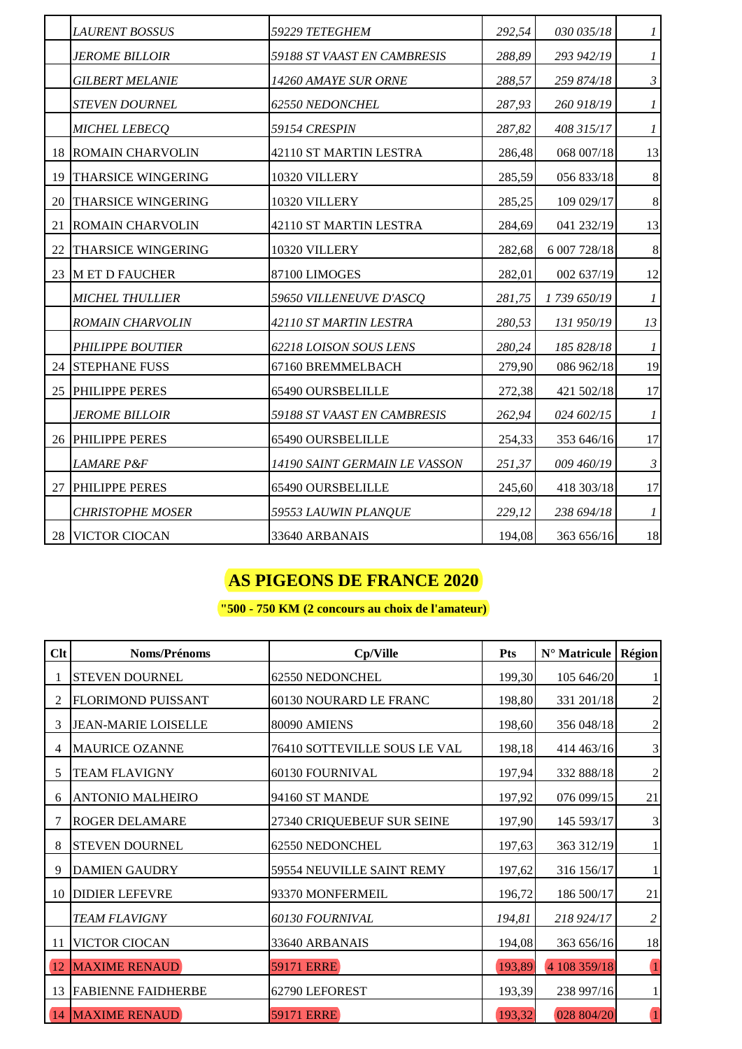|  |  |  |  |  |  |
|---|---|---|---|---|---|
| | *LAURENT BOSSUS* | *59229 TETEGHEM* | *292,54* | *030 035/18* | *1* |
| | *JEROME BILLOIR* | *59188 ST VAAST EN CAMBRESIS* | *288,89* | *293 942/19* | *1* |
| | *GILBERT MELANIE* | *14260 AMAYE SUR ORNE* | *288,57* | *259 874/18* | *3* |
| | *STEVEN DOURNEL* | *62550 NEDONCHEL* | *287,93* | *260 918/19* | *1* |
| | *MICHEL LEBECQ* | *59154 CRESPIN* | *287,82* | *408 315/17* | *1* |
| 18 | ROMAIN CHARVOLIN | 42110 ST MARTIN LESTRA | 286,48 | 068 007/18 | 13 |
| 19 | THARSICE WINGERING | 10320 VILLERY | 285,59 | 056 833/18 | 8 |
| 20 | THARSICE WINGERING | 10320 VILLERY | 285,25 | 109 029/17 | 8 |
| 21 | ROMAIN CHARVOLIN | 42110 ST MARTIN LESTRA | 284,69 | 041 232/19 | 13 |
| 22 | THARSICE WINGERING | 10320 VILLERY | 282,68 | 6 007 728/18 | 8 |
| 23 | M ET D FAUCHER | 87100 LIMOGES | 282,01 | 002 637/19 | 12 |
| | *MICHEL THULLIER* | *59650 VILLENEUVE D'ASCQ* | *281,75* | *1 739 650/19* | *1* |
| | *ROMAIN CHARVOLIN* | *42110 ST MARTIN LESTRA* | *280,53* | *131 950/19* | *13* |
| | *PHILIPPE BOUTIER* | *62218 LOISON SOUS LENS* | *280,24* | *185 828/18* | *1* |
| 24 | STEPHANE FUSS | 67160 BREMMELBACH | 279,90 | 086 962/18 | 19 |
| 25 | PHILIPPE PERES | 65490 OURSBELILLE | 272,38 | 421 502/18 | 17 |
| | *JEROME BILLOIR* | *59188 ST VAAST EN CAMBRESIS* | *262,94* | *024 602/15* | *1* |
| 26 | PHILIPPE PERES | 65490 OURSBELILLE | 254,33 | 353 646/16 | 17 |
| | *LAMARE P&F* | *14190 SAINT GERMAIN LE VASSON* | *251,37* | *009 460/19* | *3* |
| 27 | PHILIPPE PERES | 65490 OURSBELILLE | 245,60 | 418 303/18 | 17 |
| | *CHRISTOPHE MOSER* | *59553 LAUWIN PLANQUE* | *229,12* | *238 694/18* | *1* |
| 28 | VICTOR CIOCAN | 33640 ARBANAIS | 194,08 | 363 656/16 | 18 |

## AS PIGEONS DE FRANCE 2020

**"500 - 750 KM (2 concours au choix de l'amateur)**

| Clt | Noms/Prénoms | Cp/Ville | Pts | N° Matricule | Région |
|---|---|---|---|---|---|
| 1 | STEVEN DOURNEL | 62550 NEDONCHEL | 199,30 | 105 646/20 | 1 |
| 2 | FLORIMOND PUISSANT | 60130 NOURARD LE FRANC | 198,80 | 331 201/18 | 2 |
| 3 | JEAN-MARIE LOISELLE | 80090 AMIENS | 198,60 | 356 048/18 | 2 |
| 4 | MAURICE OZANNE | 76410 SOTTEVILLE SOUS LE VAL | 198,18 | 414 463/16 | 3 |
| 5 | TEAM FLAVIGNY | 60130 FOURNIVAL | 197,94 | 332 888/18 | 2 |
| 6 | ANTONIO MALHEIRO | 94160 ST MANDE | 197,92 | 076 099/15 | 21 |
| 7 | ROGER DELAMARE | 27340 CRIQUEBEUF SUR SEINE | 197,90 | 145 593/17 | 3 |
| 8 | STEVEN DOURNEL | 62550 NEDONCHEL | 197,63 | 363 312/19 | 1 |
| 9 | DAMIEN GAUDRY | 59554 NEUVILLE SAINT REMY | 197,62 | 316 156/17 | 1 |
| 10 | DIDIER LEFEVRE | 93370 MONFERMEIL | 196,72 | 186 500/17 | 21 |
| | *TEAM FLAVIGNY* | *60130 FOURNIVAL* | *194,81* | *218 924/17* | *2* |
| 11 | VICTOR CIOCAN | 33640 ARBANAIS | 194,08 | 363 656/16 | 18 |
| 12 | MAXIME RENAUD | 59171 ERRE | 193,89 | 4 108 359/18 | 1 |
| 13 | FABIENNE FAIDHERBE | 62790 LEFOREST | 193,39 | 238 997/16 | 1 |
| 14 | MAXIME RENAUD | 59171 ERRE | 193,32 | 028 804/20 | 1 |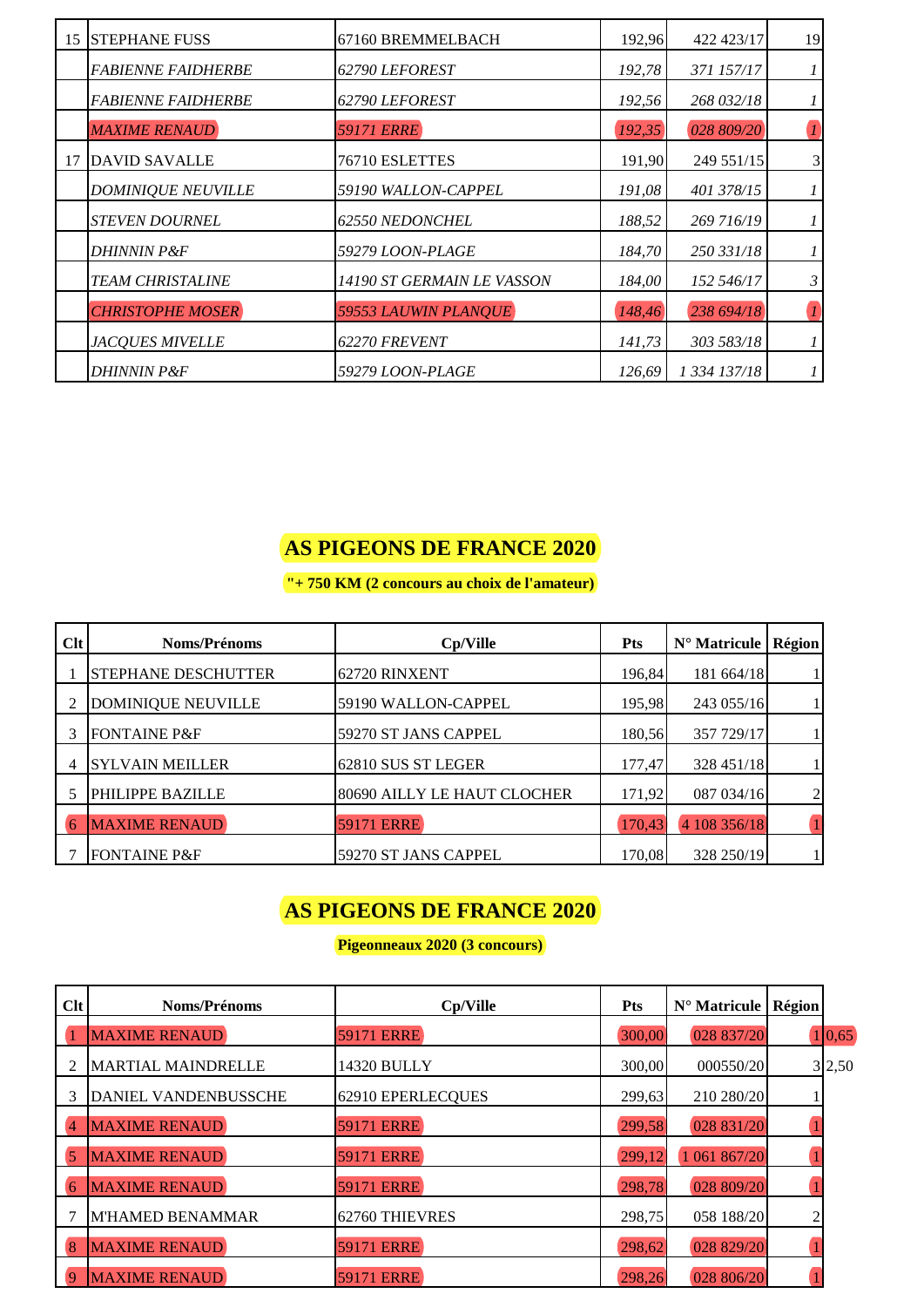| | | | | | |
|---|---|---|---|---|---|
| 15 | STEPHANE FUSS | 67160 BREMMELBACH | 192,96 | 422 423/17 | 19 |
| | *FABIENNE FAIDHERBE* | *62790 LEFOREST* | *192,78* | *371 157/17* | *1* |
| | *FABIENNE FAIDHERBE* | *62790 LEFOREST* | *192,56* | *268 032/18* | *1* |
| | *MAXIME RENAUD* | *59171 ERRE* | *192,35* | *028 809/20* | *1* |
| 17 | DAVID SAVALLE | 76710 ESLETTES | 191,90 | 249 551/15 | 3 |
| | *DOMINIQUE NEUVILLE* | *59190 WALLON-CAPPEL* | *191,08* | *401 378/15* | *1* |
| | *STEVEN DOURNEL* | *62550 NEDONCHEL* | *188,52* | *269 716/19* | *1* |
| | *DHINNIN P&F* | *59279 LOON-PLAGE* | *184,70* | *250 331/18* | *1* |
| | *TEAM CHRISTALINE* | *14190 ST GERMAIN LE VASSON* | *184,00* | *152 546/17* | *3* |
| | *CHRISTOPHE MOSER* | *59553 LAUWIN PLANQUE* | *148,46* | *238 694/18* | *1* |
| | *JACQUES MIVELLE* | *62270 FREVENT* | *141,73* | *303 583/18* | *1* |
| | *DHINNIN P&F* | *59279 LOON-PLAGE* | *126,69* | *1 334 137/18* | *1* |

## AS PIGEONS DE FRANCE 2020

**"+ 750 KM (2 concours au choix de l'amateur)**

| Clt | Noms/Prénoms | Cp/Ville | Pts | N° Matricule | Région |
|---|---|---|---|---|---|
| 1 | STEPHANE DESCHUTTER | 62720 RINXENT | 196,84 | 181 664/18 | 1 |
| 2 | DOMINIQUE NEUVILLE | 59190 WALLON-CAPPEL | 195,98 | 243 055/16 | 1 |
| 3 | FONTAINE P&F | 59270 ST JANS CAPPEL | 180,56 | 357 729/17 | 1 |
| 4 | SYLVAIN MEILLER | 62810 SUS ST LEGER | 177,47 | 328 451/18 | 1 |
| 5 | PHILIPPE BAZILLE | 80690 AILLY LE HAUT CLOCHER | 171,92 | 087 034/16 | 2 |
| 6 | MAXIME RENAUD | 59171 ERRE | 170,43 | 4 108 356/18 | 1 |
| 7 | FONTAINE P&F | 59270 ST JANS CAPPEL | 170,08 | 328 250/19 | 1 |

## AS PIGEONS DE FRANCE 2020

**Pigeonneaux 2020 (3 concours)**

| Clt | Noms/Prénoms | Cp/Ville | Pts | N° Matricule | Région | |
|---|---|---|---|---|---|---|
| 1 | MAXIME RENAUD | 59171 ERRE | 300,00 | 028 837/20 | 1 | 0,65 |
| 2 | MARTIAL MAINDRELLE | 14320 BULLY | 300,00 | 000550/20 | 3 | 2,50 |
| 3 | DANIEL VANDENBUSSCHE | 62910 EPERLECQUES | 299,63 | 210 280/20 | 1 | |
| 4 | MAXIME RENAUD | 59171 ERRE | 299,58 | 028 831/20 | 1 | |
| 5 | MAXIME RENAUD | 59171 ERRE | 299,12 | 1 061 867/20 | 1 | |
| 6 | MAXIME RENAUD | 59171 ERRE | 298,78 | 028 809/20 | 1 | |
| 7 | M'HAMED BENAMMAR | 62760 THIEVRES | 298,75 | 058 188/20 | 2 | |
| 8 | MAXIME RENAUD | 59171 ERRE | 298,62 | 028 829/20 | 1 | |
| 9 | MAXIME RENAUD | 59171 ERRE | 298,26 | 028 806/20 | 1 | |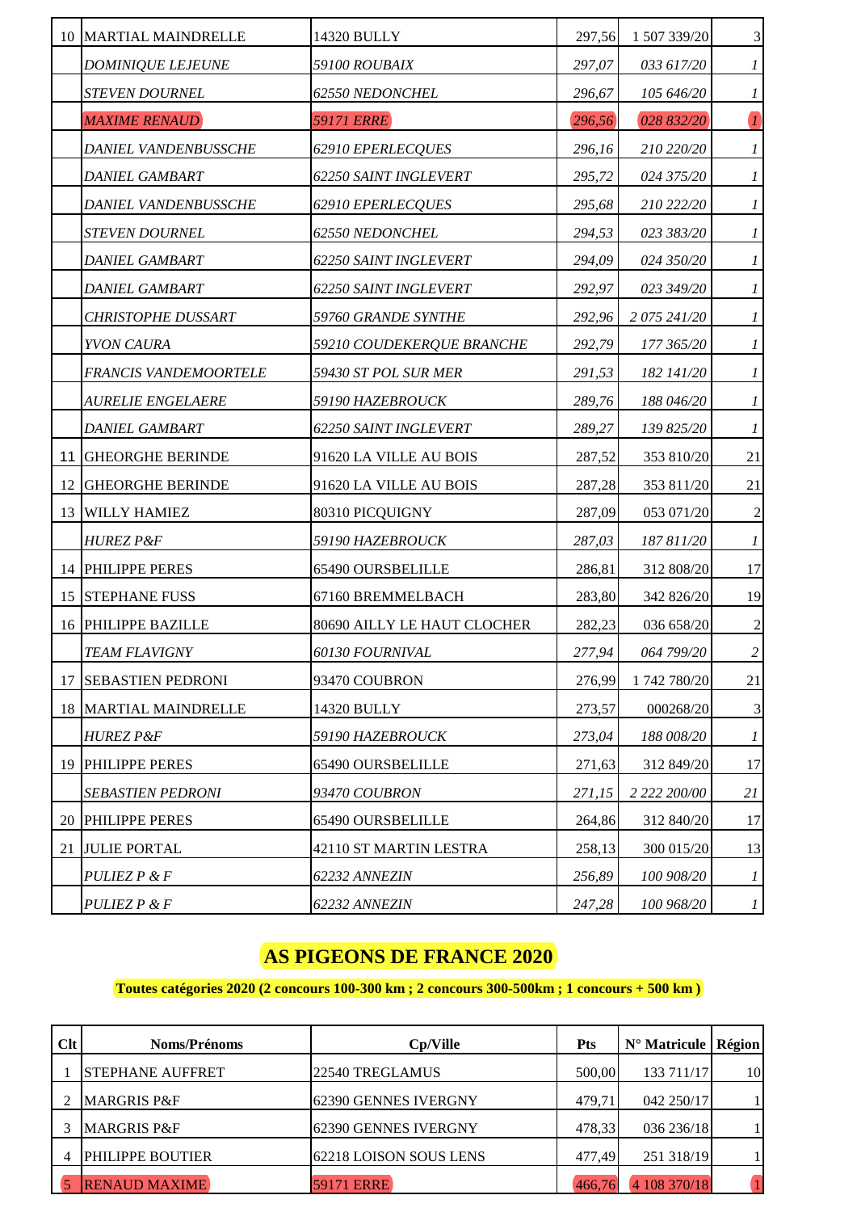| | | | | | |
|---|---|---|---|---|---|
| 10 | MARTIAL MAINDRELLE | 14320 BULLY | 297,56 | 1 507 339/20 | 3 |
| | *DOMINIQUE LEJEUNE* | *59100 ROUBAIX* | *297,07* | *033 617/20* | *1* |
| | *STEVEN DOURNEL* | *62550 NEDONCHEL* | *296,67* | *105 646/20* | *1* |
| | *MAXIME RENAUD* | *59171 ERRE* | *296,56* | *028 832/20* | *1* |
| | *DANIEL VANDENBUSSCHE* | *62910 EPERLECQUES* | *296,16* | *210 220/20* | *1* |
| | *DANIEL GAMBART* | *62250 SAINT INGLEVERT* | *295,72* | *024 375/20* | *1* |
| | *DANIEL VANDENBUSSCHE* | *62910 EPERLECQUES* | *295,68* | *210 222/20* | *1* |
| | *STEVEN DOURNEL* | *62550 NEDONCHEL* | *294,53* | *023 383/20* | *1* |
| | *DANIEL GAMBART* | *62250 SAINT INGLEVERT* | *294,09* | *024 350/20* | *1* |
| | *DANIEL GAMBART* | *62250 SAINT INGLEVERT* | *292,97* | *023 349/20* | *1* |
| | *CHRISTOPHE DUSSART* | *59760 GRANDE SYNTHE* | *292,96* | *2 075 241/20* | *1* |
| | *YVON CAURA* | *59210 COUDEKERQUE BRANCHE* | *292,79* | *177 365/20* | *1* |
| | *FRANCIS VANDEMOORTELE* | *59430 ST POL SUR MER* | *291,53* | *182 141/20* | *1* |
| | *AURELIE ENGELAERE* | *59190 HAZEBROUCK* | *289,76* | *188 046/20* | *1* |
| | *DANIEL GAMBART* | *62250 SAINT INGLEVERT* | *289,27* | *139 825/20* | *1* |
| 11 | GHEORGHE BERINDE | 91620 LA VILLE AU BOIS | 287,52 | 353 810/20 | 21 |
| 12 | GHEORGHE BERINDE | 91620 LA VILLE AU BOIS | 287,28 | 353 811/20 | 21 |
| 13 | WILLY HAMIEZ | 80310 PICQUIGNY | 287,09 | 053 071/20 | 2 |
| | *HUREZ P&F* | *59190 HAZEBROUCK* | *287,03* | *187 811/20* | *1* |
| 14 | PHILIPPE PERES | 65490 OURSBELILLE | 286,81 | 312 808/20 | 17 |
| 15 | STEPHANE FUSS | 67160 BREMMELBACH | 283,80 | 342 826/20 | 19 |
| 16 | PHILIPPE BAZILLE | 80690 AILLY LE HAUT CLOCHER | 282,23 | 036 658/20 | 2 |
| | *TEAM FLAVIGNY* | *60130 FOURNIVAL* | *277,94* | *064 799/20* | *2* |
| 17 | SEBASTIEN PEDRONI | 93470 COUBRON | 276,99 | 1 742 780/20 | 21 |
| 18 | MARTIAL MAINDRELLE | 14320 BULLY | 273,57 | 000268/20 | 3 |
| | *HUREZ P&F* | *59190 HAZEBROUCK* | *273,04* | *188 008/20* | *1* |
| 19 | PHILIPPE PERES | 65490 OURSBELILLE | 271,63 | 312 849/20 | 17 |
| | *SEBASTIEN PEDRONI* | *93470 COUBRON* | *271,15* | *2 222 200/00* | *21* |
| 20 | PHILIPPE PERES | 65490 OURSBELILLE | 264,86 | 312 840/20 | 17 |
| 21 | JULIE PORTAL | 42110 ST MARTIN LESTRA | 258,13 | 300 015/20 | 13 |
| | *PULIEZ P & F* | *62232 ANNEZIN* | *256,89* | *100 908/20* | *1* |
| | *PULIEZ P & F* | *62232 ANNEZIN* | *247,28* | *100 968/20* | *1* |

## AS PIGEONS DE FRANCE 2020

**Toutes catégories 2020 (2 concours 100-300 km ; 2 concours 300-500km ; 1 concours + 500 km )**

| Clt | Noms/Prénoms | Cp/Ville | Pts | N° Matricule | Région |
|---|---|---|---|---|---|
| 1 | STEPHANE AUFFRET | 22540 TREGLAMUS | 500,00 | 133 711/17 | 10 |
| 2 | MARGRIS P&F | 62390 GENNES IVERGNY | 479,71 | 042 250/17 | 1 |
| 3 | MARGRIS P&F | 62390 GENNES IVERGNY | 478,33 | 036 236/18 | 1 |
| 4 | PHILIPPE BOUTIER | 62218 LOISON SOUS LENS | 477,49 | 251 318/19 | 1 |
| 5 | RENAUD MAXIME | 59171 ERRE | 466,76 | 4 108 370/18 | 1 |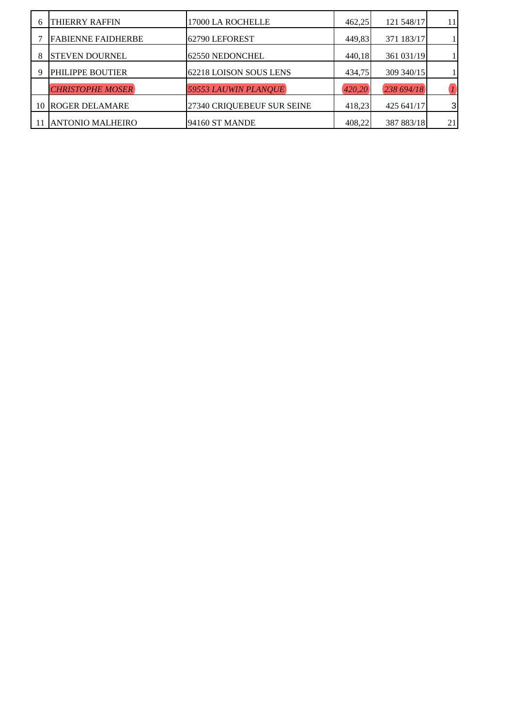| | | | | | |
|---|---|---|---|---|---|
| 6 | THIERRY RAFFIN | 17000 LA ROCHELLE | 462,25 | 121 548/17 | 11 |
| 7 | FABIENNE FAIDHERBE | 62790 LEFOREST | 449,83 | 371 183/17 | 1 |
| 8 | STEVEN DOURNEL | 62550 NEDONCHEL | 440,18 | 361 031/19 | 1 |
| 9 | PHILIPPE BOUTIER | 62218 LOISON SOUS LENS | 434,75 | 309 340/15 | 1 |
| | *CHRISTOPHE MOSER* | *59553 LAUWIN PLANQUE* | *420,20* | *238 694/18* | *1* |
| 10 | ROGER DELAMARE | 27340 CRIQUEBEUF SUR SEINE | 418,23 | 425 641/17 | 3 |
| 11 | ANTONIO MALHEIRO | 94160 ST MANDE | 408,22 | 387 883/18 | 21 |